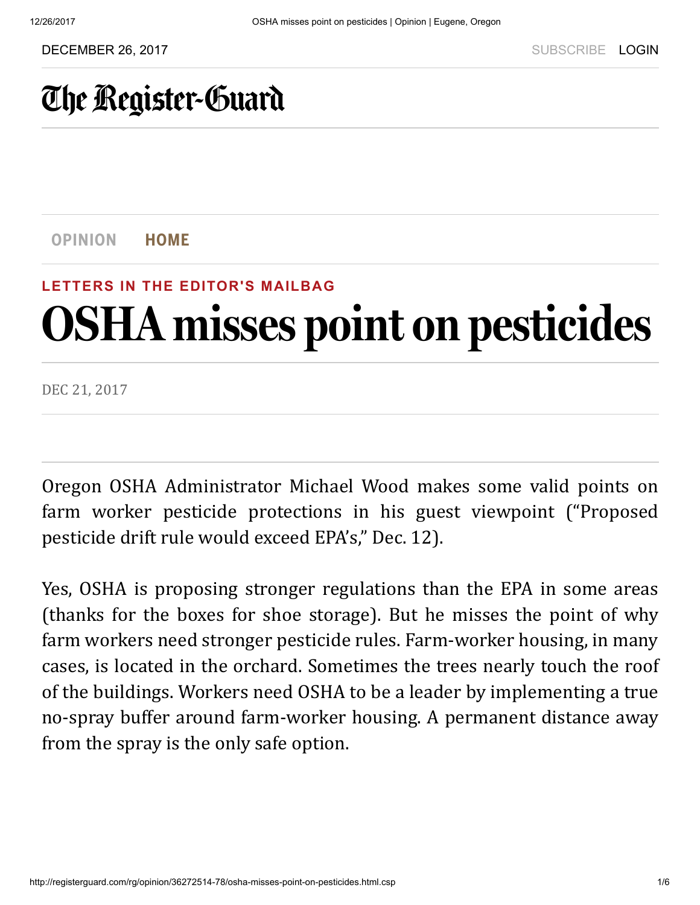DECEMBER 26, 2017

# The Register-Guard

OPINION HOME

LETTERS IN THE EDITOR'S MAILBAG

# OSHA misses point on pesticides

DEC 21, 2017

Oregon OSHA Administrator Michael Wood makes some valid points on farm worker pesticide protections in his guest viewpoint ("Proposed pesticide drift rule would exceed EPA's," Dec. 12).

Yes, OSHA is proposing stronger regulations than the EPA in some areas (thanks for the boxes for shoe storage). But he misses the point of why farm workers need stronger pesticide rules. Farm-worker housing, in many cases, is located in the orchard. Sometimes the trees nearly touch the roof of the buildings. Workers need OSHA to be a leader by implementing a true no-spray buffer around farm-worker housing. A permanent distance away from the spray is the only safe option.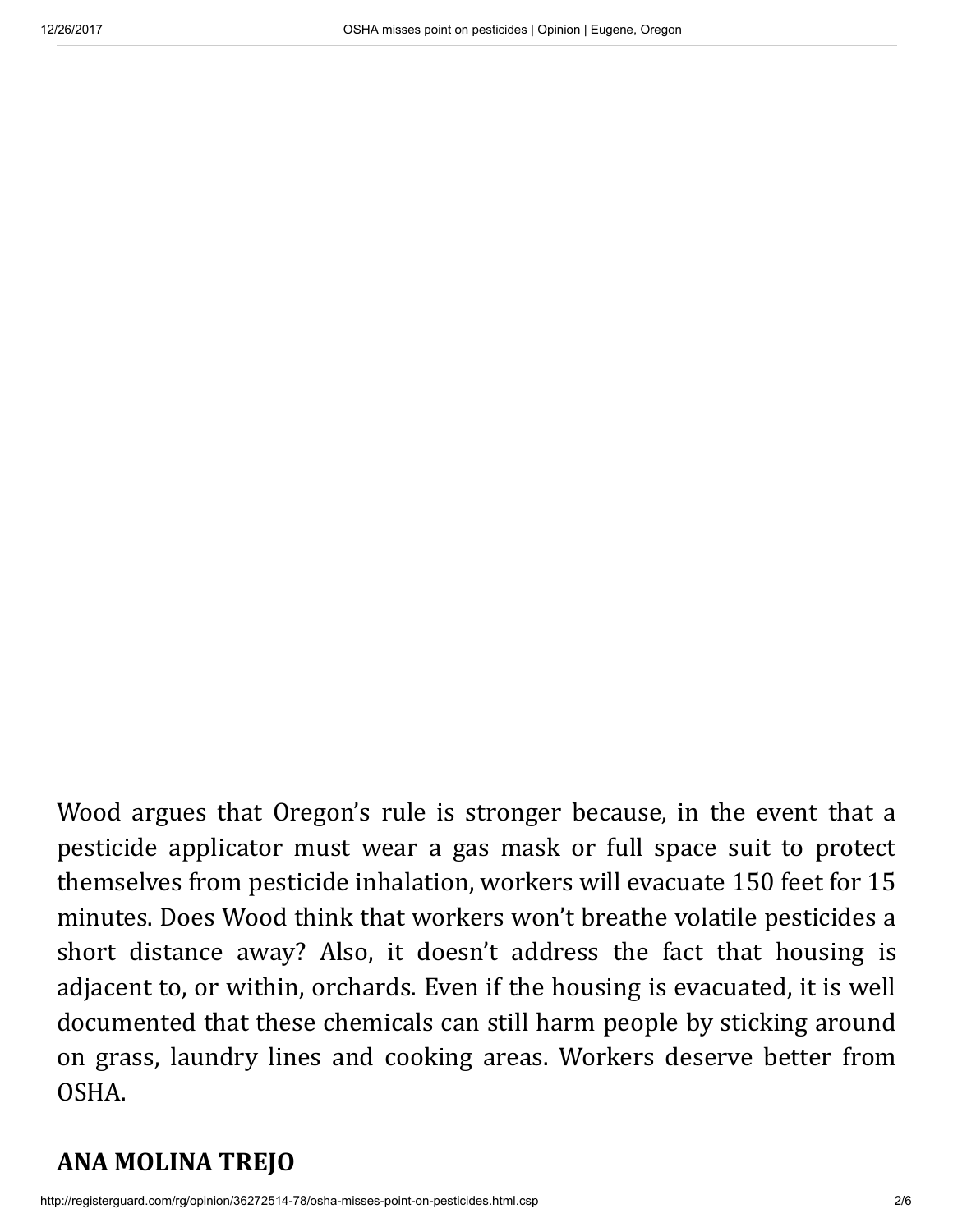Wood argues that Oregon's rule is stronger because, in the event that a pesticide applicator must wear a gas mask or full space suit to protect themselves from pesticide inhalation, workers will evacuate 150 feet for 15 minutes. Does Wood think that workers won't breathe volatile pesticides a short distance away? Also, it doesn't address the fact that housing is adjacent to, or within, orchards. Even if the housing is evacuated, it is well documented that these chemicals can still harm people by sticking around on grass, laundry lines and cooking areas. Workers deserve better from OSHA.

**ANA MOLINA TREJO**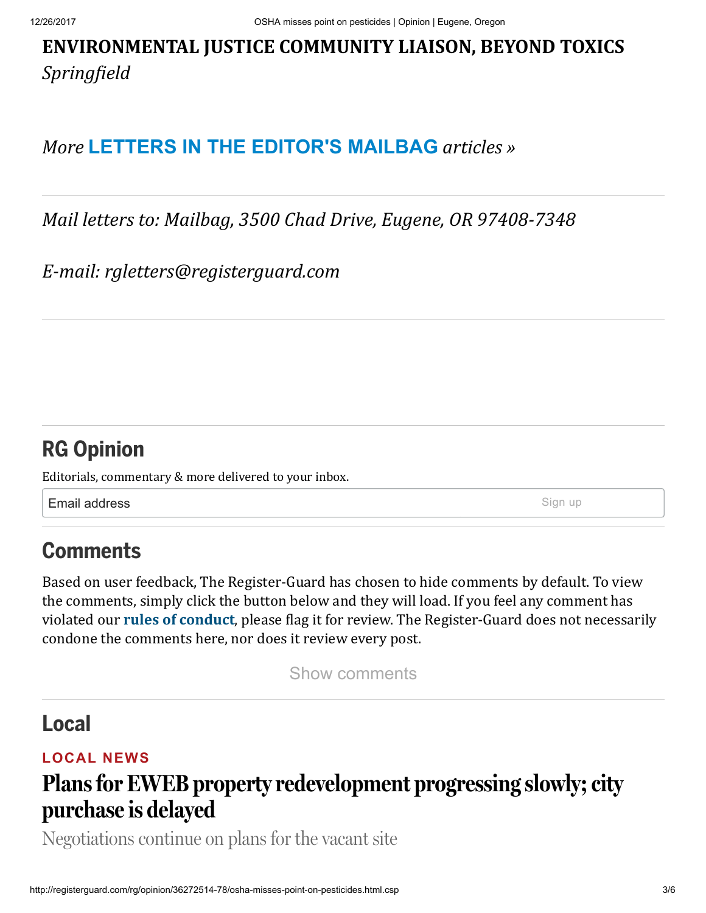**ENVIRONMENTAL JUSTICE COMMUNITY LIAISON, BEYOND TOXICS**
*Springfield*

*More* **LETTERS IN THE EDITOR'S MAILBAG** *articles »*

---

*Mail letters to: Mailbag, 3500 Chad Drive, Eugene, OR 97408-7348*

*E-mail: rgletters@registerguard.com*

---

## RG Opinion

Editorials, commentary & more delivered to your inbox.

Email address Sign up

## Comments

Based on user feedback, The Register-Guard has chosen to hide comments by default. To view the comments, simply click the button below and they will load. If you feel any comment has violated our **rules of conduct**, please flag it for review. The Register-Guard does not necessarily condone the comments here, nor does it review every post.

Show comments

## Local

**LOCAL NEWS**

# Plans for EWEB property redevelopment progressing slowly; city purchase is delayed

Negotiations continue on plans for the vacant site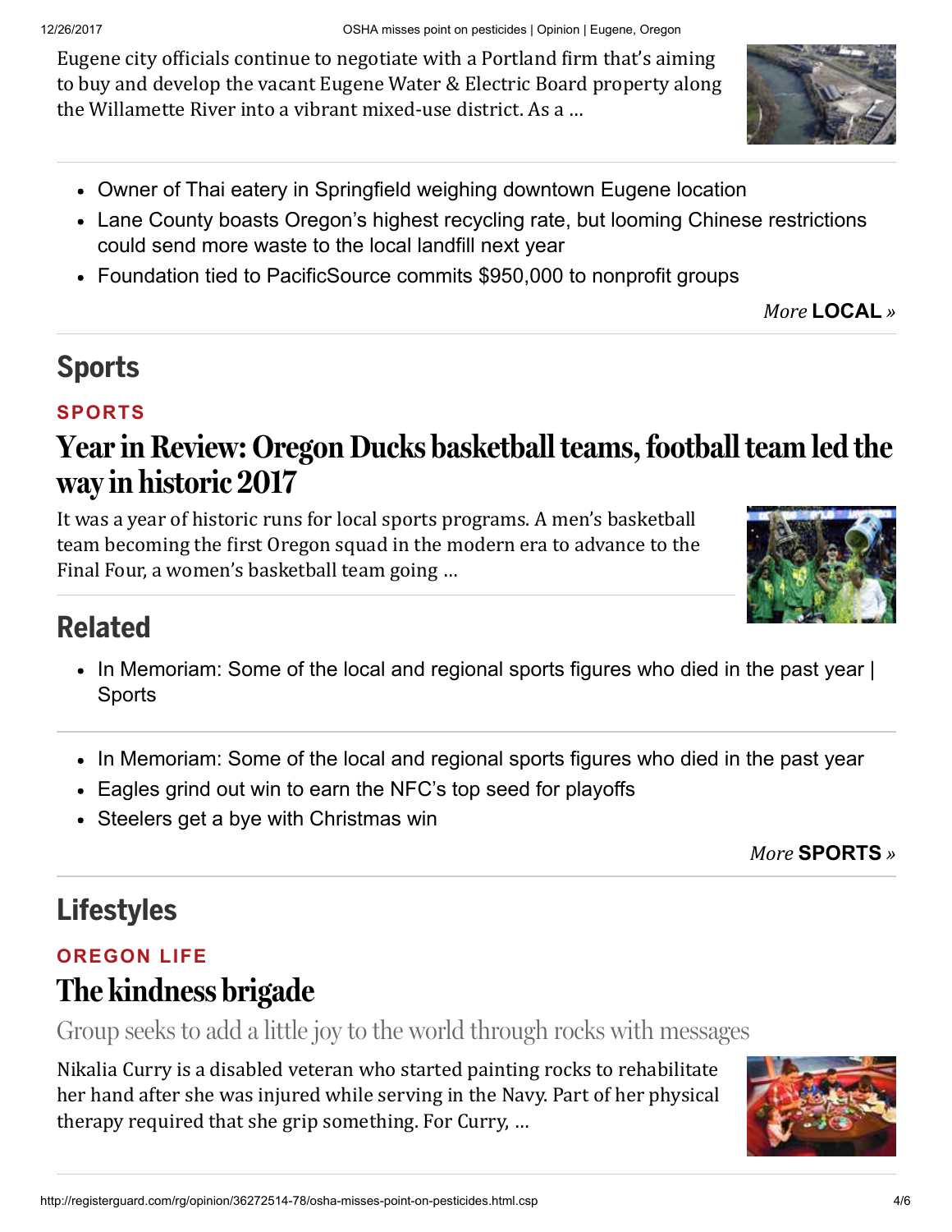Eugene city officials continue to negotiate with a Portland firm that's aiming to buy and develop the vacant Eugene Water & Electric Board property along the Willamette River into a vibrant mixed-use district. As a ...

- Owner of Thai eatery in Springfield weighing downtown Eugene location
- Lane County boasts Oregon's highest recycling rate, but looming Chinese restrictions could send more waste to the local landfill next year
- Foundation tied to PacificSource commits $950,000 to nonprofit groups

*More* **LOCAL** »

## Sports

**SPORTS**

### Year in Review: Oregon Ducks basketball teams, football team led the way in historic 2017

It was a year of historic runs for local sports programs. A men's basketball team becoming the first Oregon squad in the modern era to advance to the Final Four, a women's basketball team going ...

## Related

- In Memoriam: Some of the local and regional sports figures who died in the past year | Sports

- In Memoriam: Some of the local and regional sports figures who died in the past year
- Eagles grind out win to earn the NFC's top seed for playoffs
- Steelers get a bye with Christmas win

*More* **SPORTS** »

## Lifestyles

**OREGON LIFE**

### The kindness brigade

Group seeks to add a little joy to the world through rocks with messages

Nikalia Curry is a disabled veteran who started painting rocks to rehabilitate her hand after she was injured while serving in the Navy. Part of her physical therapy required that she grip something. For Curry, ...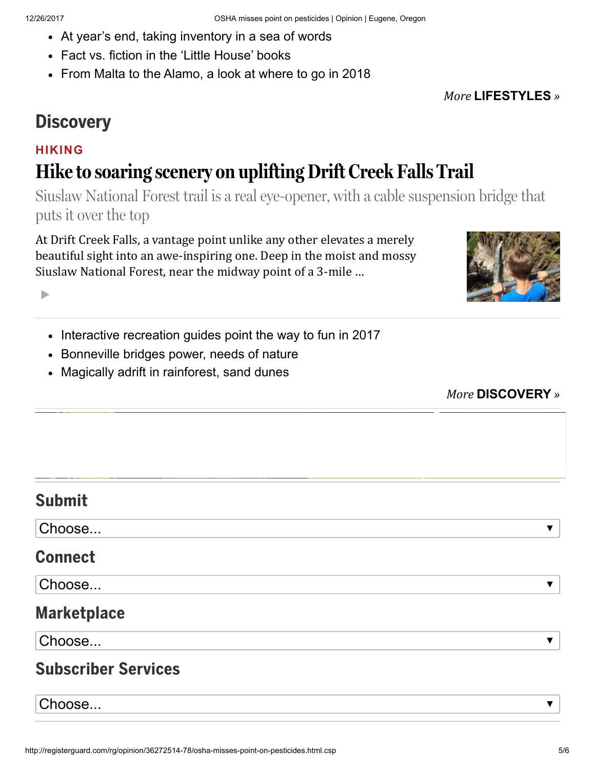- At year's end, taking inventory in a sea of words
- Fact vs. fiction in the 'Little House' books
- From Malta to the Alamo, a look at where to go in 2018

*More* **LIFESTYLES** »

## Discovery

**HIKING**

# Hike to soaring scenery on uplifting Drift Creek Falls Trail

Siuslaw National Forest trail is a real eye-opener, with a cable suspension bridge that puts it over the top

At Drift Creek Falls, a vantage point unlike any other elevates a merely beautiful sight into an awe-inspiring one. Deep in the moist and mossy Siuslaw National Forest, near the midway point of a 3-mile ...

- Interactive recreation guides point the way to fun in 2017
- Bonneville bridges power, needs of nature
- Magically adrift in rainforest, sand dunes

*More* **DISCOVERY** »

## Submit

Choose...

## Connect

Choose...

## Marketplace

Choose...

## Subscriber Services

Choose...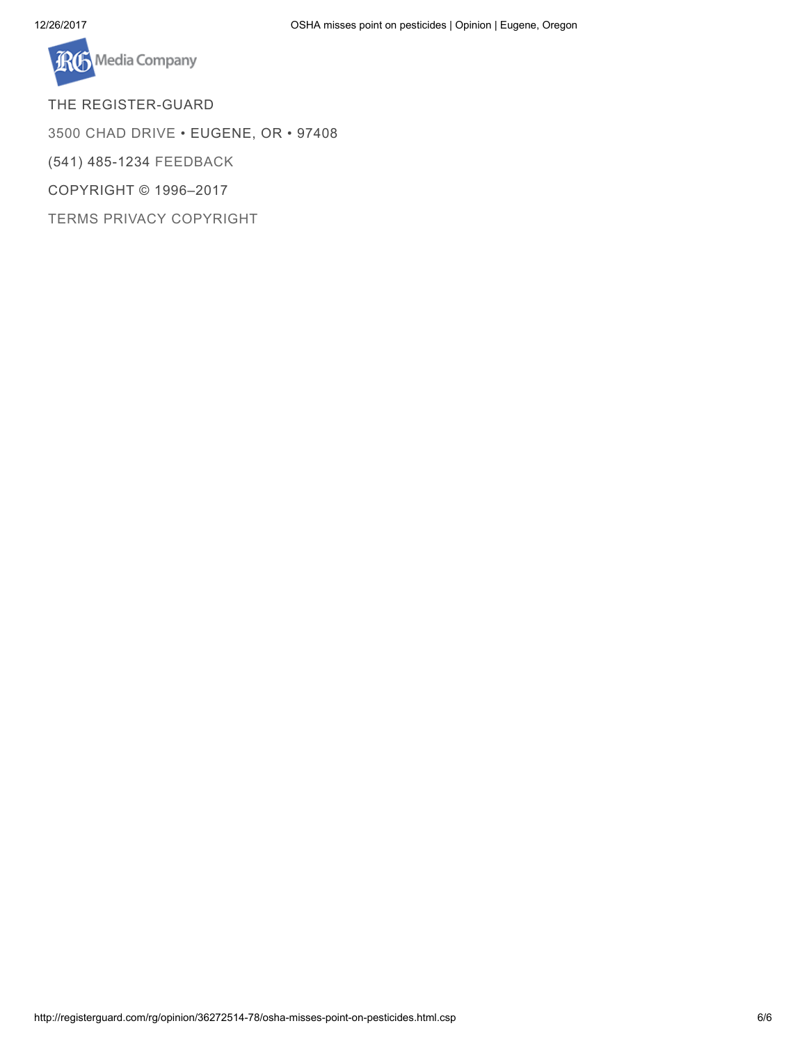RG Media Company

THE REGISTER-GUARD

3500 CHAD DRIVE • EUGENE, OR • 97408

(541) 485-1234 FEEDBACK

COPYRIGHT © 1996–2017

TERMS PRIVACY COPYRIGHT